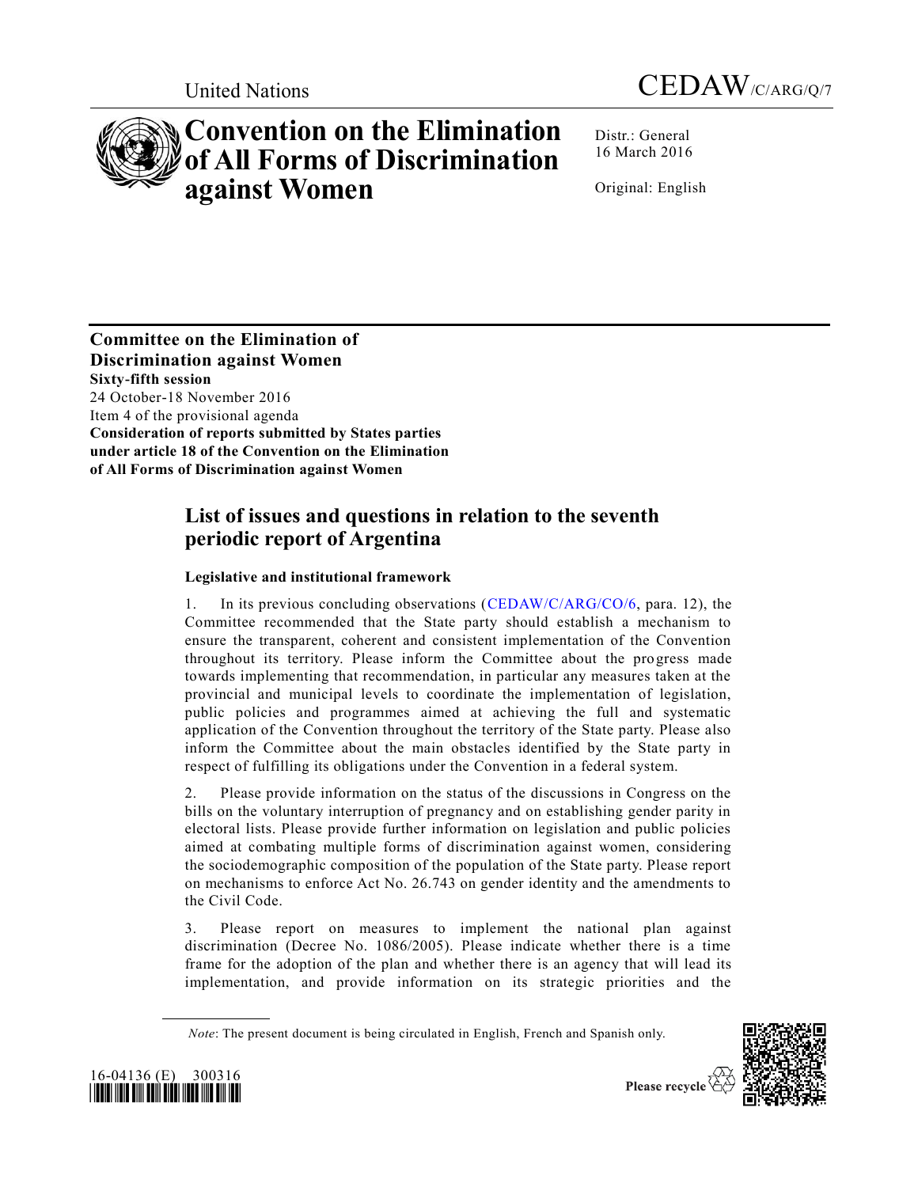United Nations

CEDAW/C/ARG/Q/7

# Convention on the Elimination of All Forms of Discrimination against Women

Distr.: General
16 March 2016

Original: English

**Committee on the Elimination of Discrimination against Women**
**Sixty-fifth session**
24 October-18 November 2016
Item 4 of the provisional agenda
**Consideration of reports submitted by States parties under article 18 of the Convention on the Elimination of All Forms of Discrimination against Women**

## List of issues and questions in relation to the seventh periodic report of Argentina

### Legislative and institutional framework

1. In its previous concluding observations (CEDAW/C/ARG/CO/6, para. 12), the Committee recommended that the State party should establish a mechanism to ensure the transparent, coherent and consistent implementation of the Convention throughout its territory. Please inform the Committee about the progress made towards implementing that recommendation, in particular any measures taken at the provincial and municipal levels to coordinate the implementation of legislation, public policies and programmes aimed at achieving the full and systematic application of the Convention throughout the territory of the State party. Please also inform the Committee about the main obstacles identified by the State party in respect of fulfilling its obligations under the Convention in a federal system.

2. Please provide information on the status of the discussions in Congress on the bills on the voluntary interruption of pregnancy and on establishing gender parity in electoral lists. Please provide further information on legislation and public policies aimed at combating multiple forms of discrimination against women, considering the sociodemographic composition of the population of the State party. Please report on mechanisms to enforce Act No. 26.743 on gender identity and the amendments to the Civil Code.

3. Please report on measures to implement the national plan against discrimination (Decree No. 1086/2005). Please indicate whether there is a time frame for the adoption of the plan and whether there is an agency that will lead its implementation, and provide information on its strategic priorities and the

*Note*: The present document is being circulated in English, French and Spanish only.

16-04136 (E) 300316

Please recycle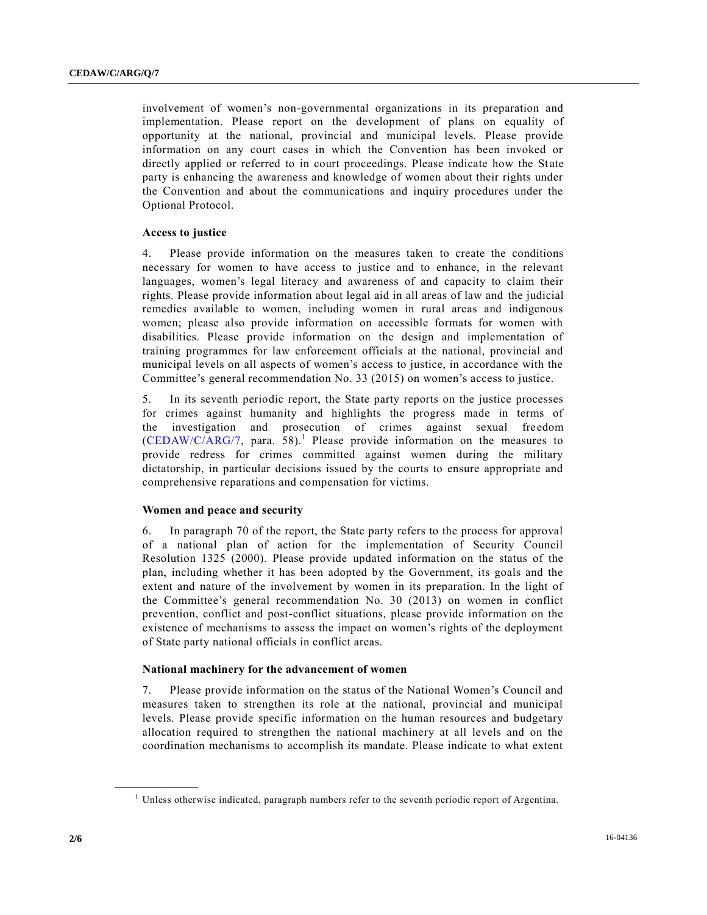involvement of women's non-governmental organizations in its preparation and implementation. Please report on the development of plans on equality of opportunity at the national, provincial and municipal levels. Please provide information on any court cases in which the Convention has been invoked or directly applied or referred to in court proceedings. Please indicate how the State party is enhancing the awareness and knowledge of women about their rights under the Convention and about the communications and inquiry procedures under the Optional Protocol.

**Access to justice**

4. Please provide information on the measures taken to create the conditions necessary for women to have access to justice and to enhance, in the relevant languages, women's legal literacy and awareness of and capacity to claim their rights. Please provide information about legal aid in all areas of law and the judicial remedies available to women, including women in rural areas and indigenous women; please also provide information on accessible formats for women with disabilities. Please provide information on the design and implementation of training programmes for law enforcement officials at the national, provincial and municipal levels on all aspects of women's access to justice, in accordance with the Committee's general recommendation No. 33 (2015) on women's access to justice.

5. In its seventh periodic report, the State party reports on the justice processes for crimes against humanity and highlights the progress made in terms of the investigation and prosecution of crimes against sexual freedom (CEDAW/C/ARG/7, para. 58).[1] Please provide information on the measures to provide redress for crimes committed against women during the military dictatorship, in particular decisions issued by the courts to ensure appropriate and comprehensive reparations and compensation for victims.

**Women and peace and security**

6. In paragraph 70 of the report, the State party refers to the process for approval of a national plan of action for the implementation of Security Council Resolution 1325 (2000). Please provide updated information on the status of the plan, including whether it has been adopted by the Government, its goals and the extent and nature of the involvement by women in its preparation. In the light of the Committee's general recommendation No. 30 (2013) on women in conflict prevention, conflict and post-conflict situations, please provide information on the existence of mechanisms to assess the impact on women's rights of the deployment of State party national officials in conflict areas.

**National machinery for the advancement of women**

7. Please provide information on the status of the National Women's Council and measures taken to strengthen its role at the national, provincial and municipal levels. Please provide specific information on the human resources and budgetary allocation required to strengthen the national machinery at all levels and on the coordination mechanisms to accomplish its mandate. Please indicate to what extent

[1] Unless otherwise indicated, paragraph numbers refer to the seventh periodic report of Argentina.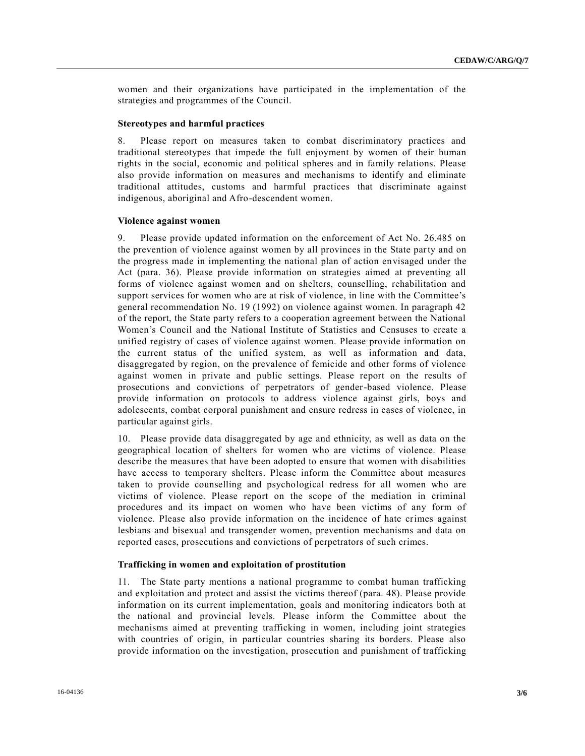women and their organizations have participated in the implementation of the strategies and programmes of the Council.

### Stereotypes and harmful practices

8. Please report on measures taken to combat discriminatory practices and traditional stereotypes that impede the full enjoyment by women of their human rights in the social, economic and political spheres and in family relations. Please also provide information on measures and mechanisms to identify and eliminate traditional attitudes, customs and harmful practices that discriminate against indigenous, aboriginal and Afro-descendent women.

### Violence against women

9. Please provide updated information on the enforcement of Act No. 26.485 on the prevention of violence against women by all provinces in the State party and on the progress made in implementing the national plan of action envisaged under the Act (para. 36). Please provide information on strategies aimed at preventing all forms of violence against women and on shelters, counselling, rehabilitation and support services for women who are at risk of violence, in line with the Committee's general recommendation No. 19 (1992) on violence against women. In paragraph 42 of the report, the State party refers to a cooperation agreement between the National Women's Council and the National Institute of Statistics and Censuses to create a unified registry of cases of violence against women. Please provide information on the current status of the unified system, as well as information and data, disaggregated by region, on the prevalence of femicide and other forms of violence against women in private and public settings. Please report on the results of prosecutions and convictions of perpetrators of gender-based violence. Please provide information on protocols to address violence against girls, boys and adolescents, combat corporal punishment and ensure redress in cases of violence, in particular against girls.

10. Please provide data disaggregated by age and ethnicity, as well as data on the geographical location of shelters for women who are victims of violence. Please describe the measures that have been adopted to ensure that women with disabilities have access to temporary shelters. Please inform the Committee about measures taken to provide counselling and psychological redress for all women who are victims of violence. Please report on the scope of the mediation in criminal procedures and its impact on women who have been victims of any form of violence. Please also provide information on the incidence of hate crimes against lesbians and bisexual and transgender women, prevention mechanisms and data on reported cases, prosecutions and convictions of perpetrators of such crimes.

### Trafficking in women and exploitation of prostitution

11. The State party mentions a national programme to combat human trafficking and exploitation and protect and assist the victims thereof (para. 48). Please provide information on its current implementation, goals and monitoring indicators both at the national and provincial levels. Please inform the Committee about the mechanisms aimed at preventing trafficking in women, including joint strategies with countries of origin, in particular countries sharing its borders. Please also provide information on the investigation, prosecution and punishment of trafficking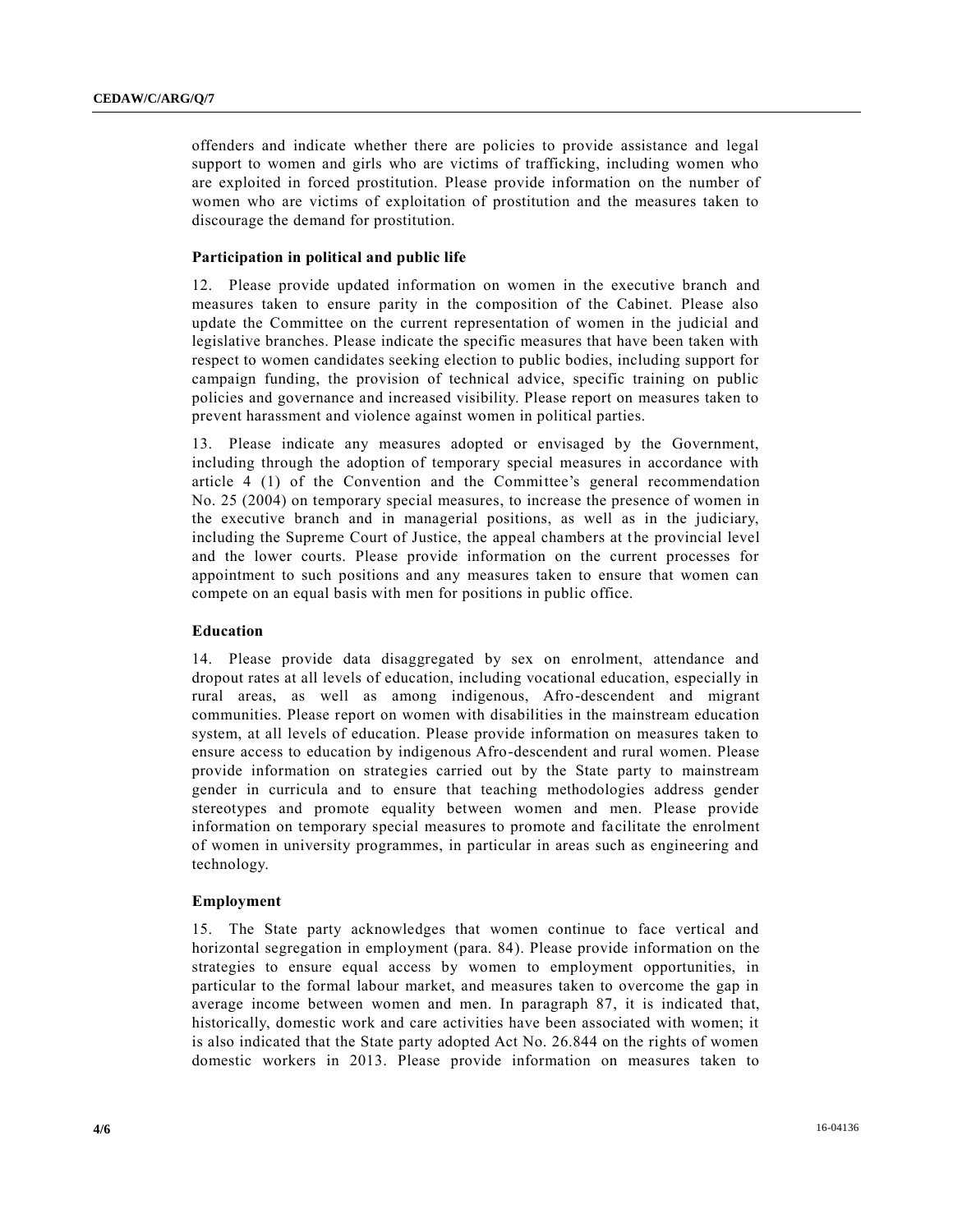offenders and indicate whether there are policies to provide assistance and legal support to women and girls who are victims of trafficking, including women who are exploited in forced prostitution. Please provide information on the number of women who are victims of exploitation of prostitution and the measures taken to discourage the demand for prostitution.

### Participation in political and public life

12. Please provide updated information on women in the executive branch and measures taken to ensure parity in the composition of the Cabinet. Please also update the Committee on the current representation of women in the judicial and legislative branches. Please indicate the specific measures that have been taken with respect to women candidates seeking election to public bodies, including support for campaign funding, the provision of technical advice, specific training on public policies and governance and increased visibility. Please report on measures taken to prevent harassment and violence against women in political parties.

13. Please indicate any measures adopted or envisaged by the Government, including through the adoption of temporary special measures in accordance with article 4 (1) of the Convention and the Committee's general recommendation No. 25 (2004) on temporary special measures, to increase the presence of women in the executive branch and in managerial positions, as well as in the judiciary, including the Supreme Court of Justice, the appeal chambers at the provincial level and the lower courts. Please provide information on the current processes for appointment to such positions and any measures taken to ensure that women can compete on an equal basis with men for positions in public office.

### Education

14. Please provide data disaggregated by sex on enrolment, attendance and dropout rates at all levels of education, including vocational education, especially in rural areas, as well as among indigenous, Afro-descendent and migrant communities. Please report on women with disabilities in the mainstream education system, at all levels of education. Please provide information on measures taken to ensure access to education by indigenous Afro-descendent and rural women. Please provide information on strategies carried out by the State party to mainstream gender in curricula and to ensure that teaching methodologies address gender stereotypes and promote equality between women and men. Please provide information on temporary special measures to promote and facilitate the enrolment of women in university programmes, in particular in areas such as engineering and technology.

### Employment

15. The State party acknowledges that women continue to face vertical and horizontal segregation in employment (para. 84). Please provide information on the strategies to ensure equal access by women to employment opportunities, in particular to the formal labour market, and measures taken to overcome the gap in average income between women and men. In paragraph 87, it is indicated that, historically, domestic work and care activities have been associated with women; it is also indicated that the State party adopted Act No. 26.844 on the rights of women domestic workers in 2013. Please provide information on measures taken to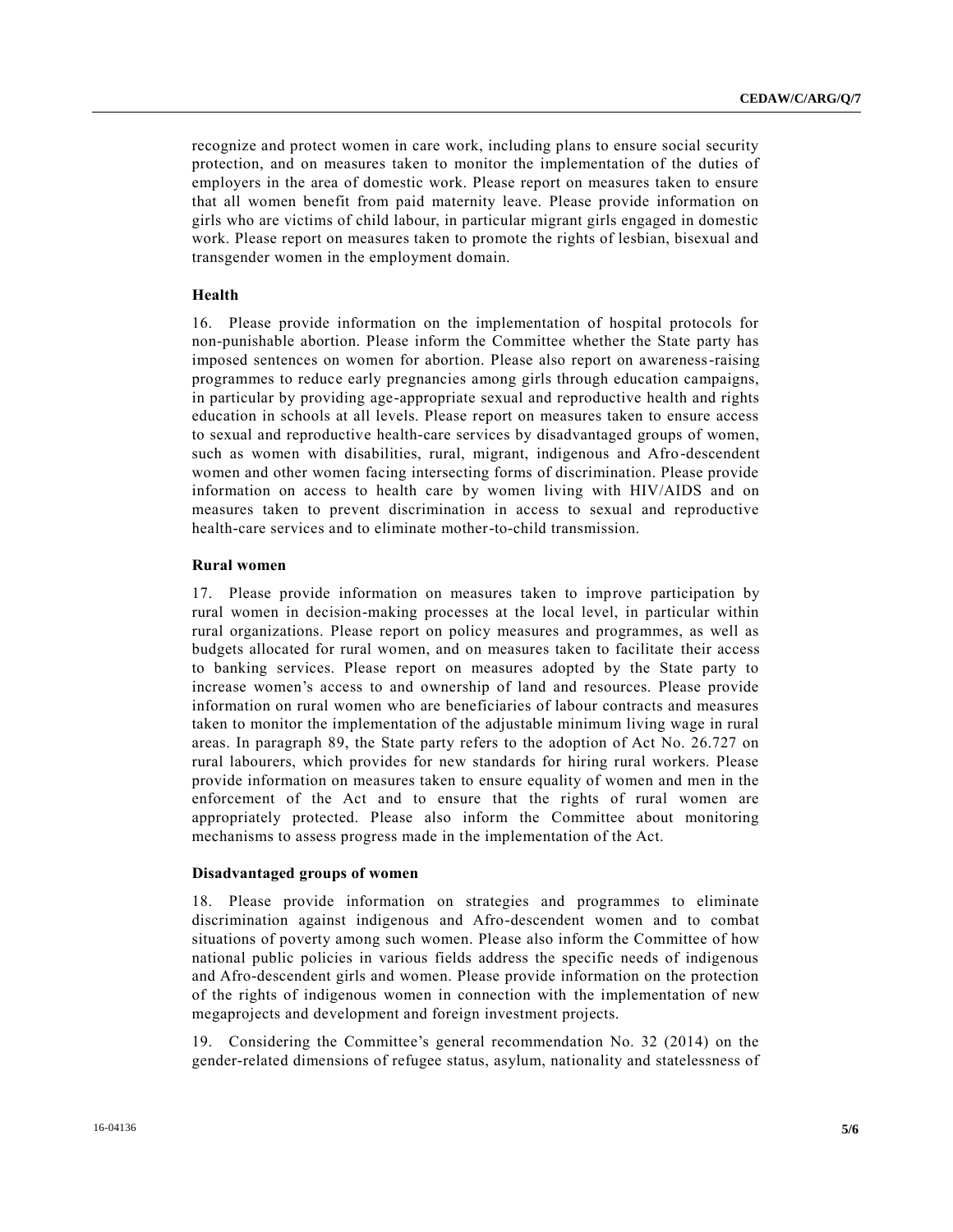recognize and protect women in care work, including plans to ensure social security protection, and on measures taken to monitor the implementation of the duties of employers in the area of domestic work. Please report on measures taken to ensure that all women benefit from paid maternity leave. Please provide information on girls who are victims of child labour, in particular migrant girls engaged in domestic work. Please report on measures taken to promote the rights of lesbian, bisexual and transgender women in the employment domain.

### Health

16. Please provide information on the implementation of hospital protocols for non-punishable abortion. Please inform the Committee whether the State party has imposed sentences on women for abortion. Please also report on awareness-raising programmes to reduce early pregnancies among girls through education campaigns, in particular by providing age-appropriate sexual and reproductive health and rights education in schools at all levels. Please report on measures taken to ensure access to sexual and reproductive health-care services by disadvantaged groups of women, such as women with disabilities, rural, migrant, indigenous and Afro-descendent women and other women facing intersecting forms of discrimination. Please provide information on access to health care by women living with HIV/AIDS and on measures taken to prevent discrimination in access to sexual and reproductive health-care services and to eliminate mother-to-child transmission.

### Rural women

17. Please provide information on measures taken to improve participation by rural women in decision-making processes at the local level, in particular within rural organizations. Please report on policy measures and programmes, as well as budgets allocated for rural women, and on measures taken to facilitate their access to banking services. Please report on measures adopted by the State party to increase women's access to and ownership of land and resources. Please provide information on rural women who are beneficiaries of labour contracts and measures taken to monitor the implementation of the adjustable minimum living wage in rural areas. In paragraph 89, the State party refers to the adoption of Act No. 26.727 on rural labourers, which provides for new standards for hiring rural workers. Please provide information on measures taken to ensure equality of women and men in the enforcement of the Act and to ensure that the rights of rural women are appropriately protected. Please also inform the Committee about monitoring mechanisms to assess progress made in the implementation of the Act.

### Disadvantaged groups of women

18. Please provide information on strategies and programmes to eliminate discrimination against indigenous and Afro-descendent women and to combat situations of poverty among such women. Please also inform the Committee of how national public policies in various fields address the specific needs of indigenous and Afro-descendent girls and women. Please provide information on the protection of the rights of indigenous women in connection with the implementation of new megaprojects and development and foreign investment projects.

19. Considering the Committee's general recommendation No. 32 (2014) on the gender-related dimensions of refugee status, asylum, nationality and statelessness of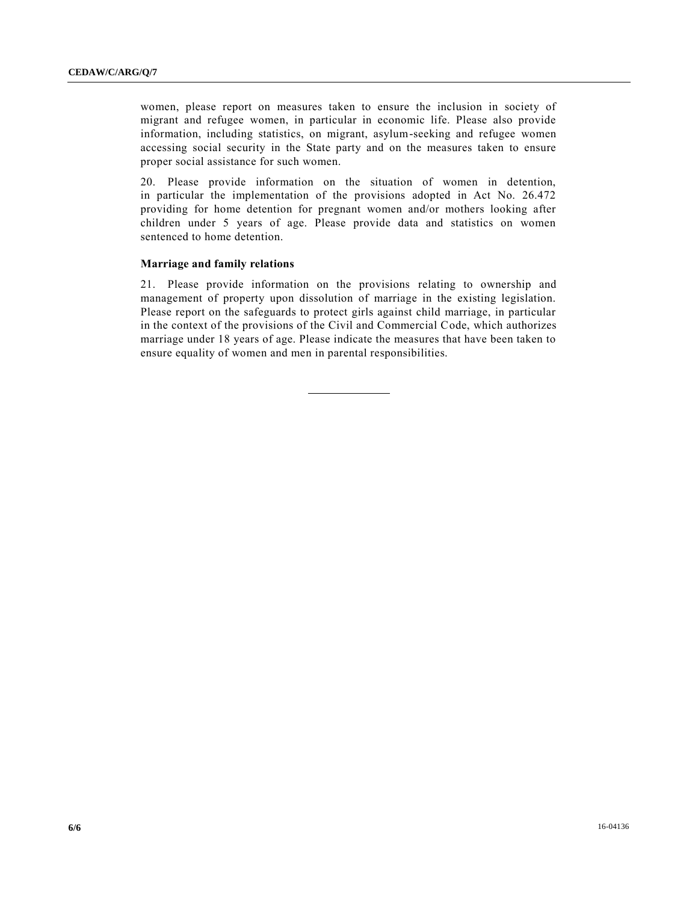women, please report on measures taken to ensure the inclusion in society of migrant and refugee women, in particular in economic life. Please also provide information, including statistics, on migrant, asylum-seeking and refugee women accessing social security in the State party and on the measures taken to ensure proper social assistance for such women.

20. Please provide information on the situation of women in detention, in particular the implementation of the provisions adopted in Act No. 26.472 providing for home detention for pregnant women and/or mothers looking after children under 5 years of age. Please provide data and statistics on women sentenced to home detention.

### Marriage and family relations

21. Please provide information on the provisions relating to ownership and management of property upon dissolution of marriage in the existing legislation. Please report on the safeguards to protect girls against child marriage, in particular in the context of the provisions of the Civil and Commercial Code, which authorizes marriage under 18 years of age. Please indicate the measures that have been taken to ensure equality of women and men in parental responsibilities.